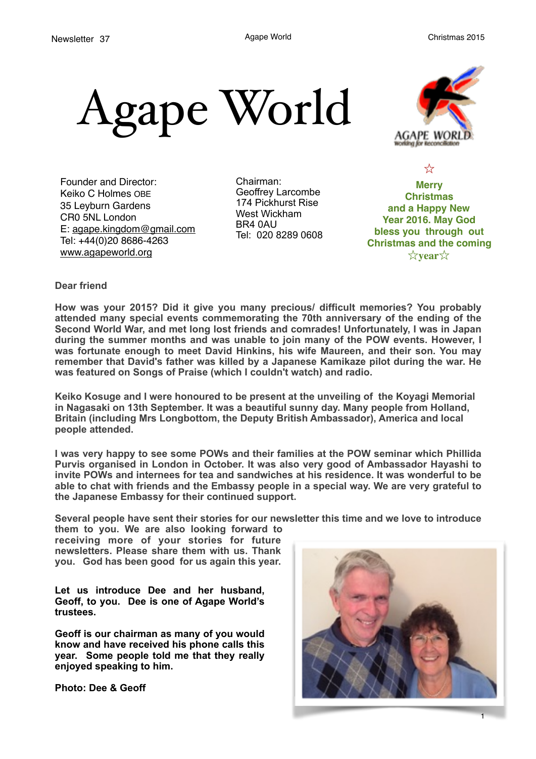# Agape World

AGAPE WORLD
Working for Reconciliation

Founder and Director:
Keiko C Holmes OBE
35 Leyburn Gardens
CR0 5NL London
E: agape.kingdom@gmail.com
Tel: +44(0)20 8686-4263
www.agapeworld.org

Chairman:
Geoffrey Larcombe
174 Pickhurst Rise
West Wickham
BR4 0AU
Tel: 020 8289 0608

☆
**Merry Christmas and a Happy New Year 2016. May God bless you through out Christmas and the coming ☆year☆**

**Dear friend**

**How was your 2015? Did it give you many precious/ difficult memories? You probably attended many special events commemorating the 70th anniversary of the ending of the Second World War, and met long lost friends and comrades! Unfortunately, I was in Japan during the summer months and was unable to join many of the POW events. However, I was fortunate enough to meet David Hinkins, his wife Maureen, and their son. You may remember that David's father was killed by a Japanese Kamikaze pilot during the war. He was featured on Songs of Praise (which I couldn't watch) and radio.**

**Keiko Kosuge and I were honoured to be present at the unveiling of the Koyagi Memorial in Nagasaki on 13th September. It was a beautiful sunny day. Many people from Holland, Britain (including Mrs Longbottom, the Deputy British Ambassador), America and local people attended.**

**I was very happy to see some POWs and their families at the POW seminar which Phillida Purvis organised in London in October. It was also very good of Ambassador Hayashi to invite POWs and internees for tea and sandwiches at his residence. It was wonderful to be able to chat with friends and the Embassy people in a special way. We are very grateful to the Japanese Embassy for their continued support.**

**Several people have sent their stories for our newsletter this time and we love to introduce them to you. We are also looking forward to receiving more of your stories for future newsletters. Please share them with us. Thank you. God has been good for us again this year.**

**Let us introduce Dee and her husband, Geoff, to you. Dee is one of Agape World's trustees.**

**Geoff is our chairman as many of you would know and have received his phone calls this year. Some people told me that they really enjoyed speaking to him.**

**Photo: Dee & Geoff**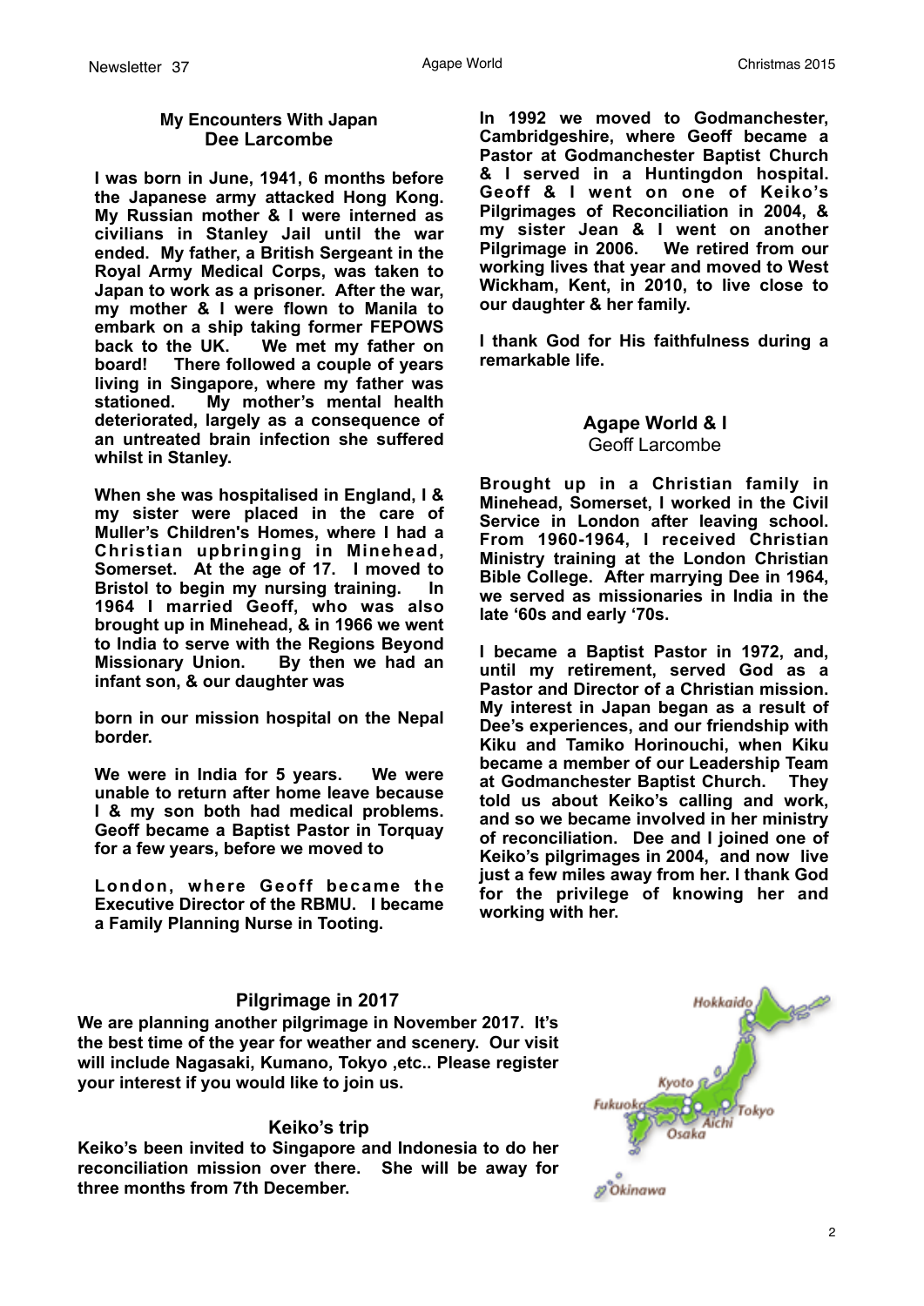## My Encounters With Japan
### Dee Larcombe

**I was born in June, 1941, 6 months before the Japanese army attacked Hong Kong. My Russian mother & I were interned as civilians in Stanley Jail until the war ended. My father, a British Sergeant in the Royal Army Medical Corps, was taken to Japan to work as a prisoner. After the war, my mother & I were flown to Manila to embark on a ship taking former FEPOWS back to the UK. We met my father on board! There followed a couple of years living in Singapore, where my father was stationed. My mother's mental health deteriorated, largely as a consequence of an untreated brain infection she suffered whilst in Stanley.**

**When she was hospitalised in England, I & my sister were placed in the care of Muller's Children's Homes, where I had a Christian upbringing in Minehead, Somerset. At the age of 17. I moved to Bristol to begin my nursing training. In 1964 I married Geoff, who was also brought up in Minehead, & in 1966 we went to India to serve with the Regions Beyond Missionary Union. By then we had an infant son, & our daughter was born in our mission hospital on the Nepal border.**

**We were in India for 5 years. We were unable to return after home leave because I & my son both had medical problems. Geoff became a Baptist Pastor in Torquay for a few years, before we moved to London, where Geoff became the Executive Director of the RBMU. I became a Family Planning Nurse in Tooting.**

**In 1992 we moved to Godmanchester, Cambridgeshire, where Geoff became a Pastor at Godmanchester Baptist Church & I served in a Huntingdon hospital. Geoff & I went on one of Keiko's Pilgrimages of Reconciliation in 2004, & my sister Jean & I went on another Pilgrimage in 2006. We retired from our working lives that year and moved to West Wickham, Kent, in 2010, to live close to our daughter & her family.**

**I thank God for His faithfulness during a remarkable life.**

## Agape World & I
### Geoff Larcombe

**Brought up in a Christian family in Minehead, Somerset, I worked in the Civil Service in London after leaving school. From 1960-1964, I received Christian Ministry training at the London Christian Bible College. After marrying Dee in 1964, we served as missionaries in India in the late '60s and early '70s.**

**I became a Baptist Pastor in 1972, and, until my retirement, served God as a Pastor and Director of a Christian mission. My interest in Japan began as a result of Dee's experiences, and our friendship with Kiku and Tamiko Horinouchi, when Kiku became a member of our Leadership Team at Godmanchester Baptist Church. They told us about Keiko's calling and work, and so we became involved in her ministry of reconciliation. Dee and I joined one of Keiko's pilgrimages in 2004, and now live just a few miles away from her. I thank God for the privilege of knowing her and working with her.**

## Pilgrimage in 2017

**We are planning another pilgrimage in November 2017. It's the best time of the year for weather and scenery. Our visit will include Nagasaki, Kumano, Tokyo ,etc.. Please register your interest if you would like to join us.**

## Keiko's trip

**Keiko's been invited to Singapore and Indonesia to do her reconciliation mission over there. She will be away for three months from 7th December.**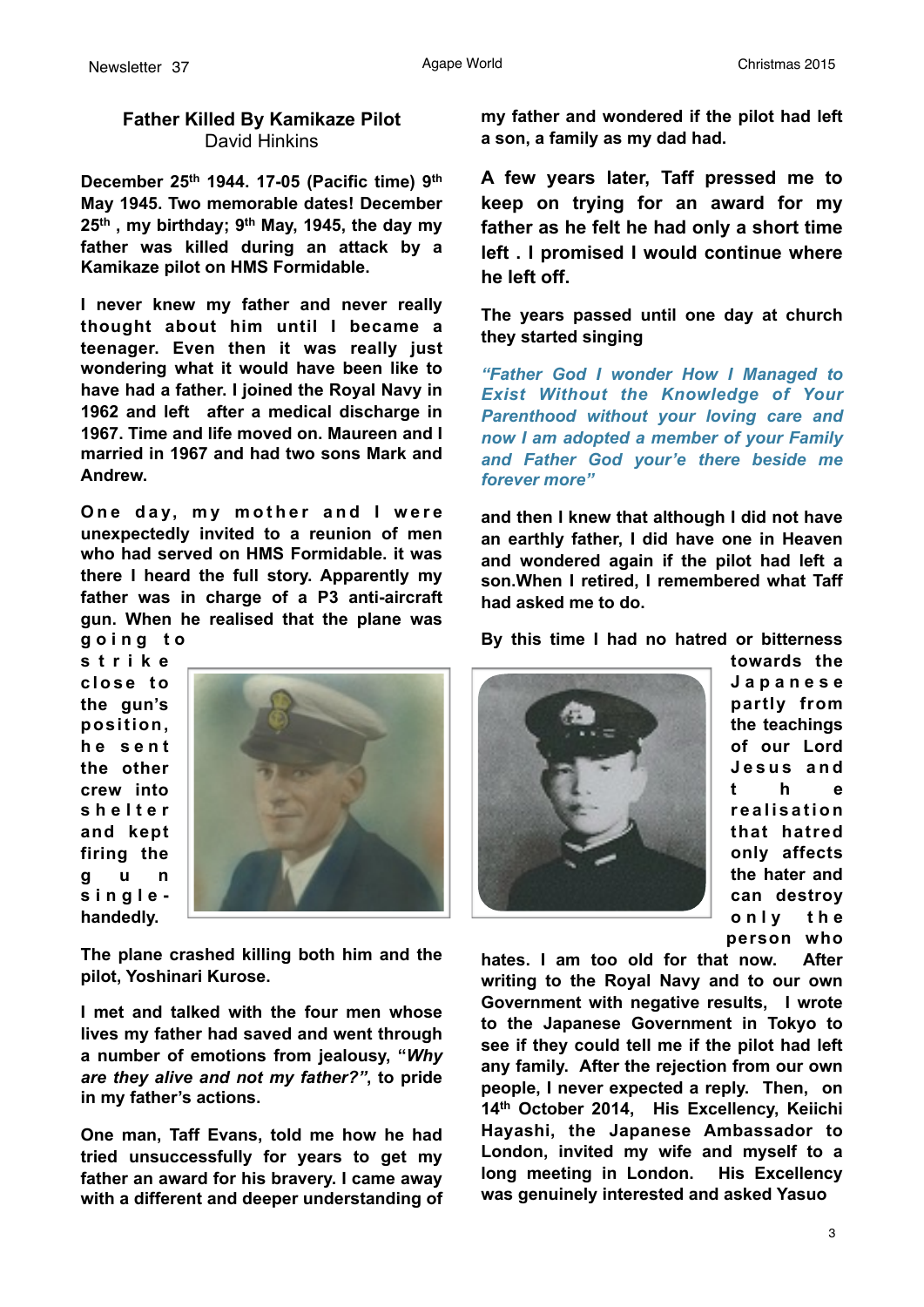## Father Killed By Kamikaze Pilot

David Hinkins

**December 25th 1944. 17-05 (Pacific time) 9th May 1945. Two memorable dates! December 25th , my birthday; 9th May, 1945, the day my father was killed during an attack by a Kamikaze pilot on HMS Formidable.**

**I never knew my father and never really thought about him until I became a teenager. Even then it was really just wondering what it would have been like to have had a father. I joined the Royal Navy in 1962 and left after a medical discharge in 1967. Time and life moved on. Maureen and I married in 1967 and had two sons Mark and Andrew.**

**One day, my mother and I were unexpectedly invited to a reunion of men who had served on HMS Formidable. it was there I heard the full story. Apparently my father was in charge of a P3 anti-aircraft gun. When he realised that the plane was going to strike close to the gun's position, he sent the other crew into shelter and kept firing the gun single-handedly.**

**The plane crashed killing both him and the pilot, Yoshinari Kurose.**

**I met and talked with the four men whose lives my father had saved and went through a number of emotions from jealousy, "*Why are they alive and not my father?*", to pride in my father's actions.**

**One man, Taff Evans, told me how he had tried unsuccessfully for years to get my father an award for his bravery. I came away with a different and deeper understanding of my father and wondered if the pilot had left a son, a family as my dad had.**

**A few years later, Taff pressed me to keep on trying for an award for my father as he felt he had only a short time left . I promised I would continue where he left off.**

**The years passed until one day at church they started singing**

***"Father God I wonder How I Managed to Exist Without the Knowledge of Your Parenthood without your loving care and now I am adopted a member of your Family and Father God your'e there beside me forever more"***

**and then I knew that although I did not have an earthly father, I did have one in Heaven and wondered again if the pilot had left a son.When I retired, I remembered what Taff had asked me to do.**

**By this time I had no hatred or bitterness towards the Japanese partly from the teachings of our Lord Jesus and the realisation that hatred only affects the hater and can destroy only the person who hates. I am too old for that now. After writing to the Royal Navy and to our own Government with negative results, I wrote to the Japanese Government in Tokyo to see if they could tell me if the pilot had left any family. After the rejection from our own people, I never expected a reply. Then, on 14th October 2014, His Excellency, Keiichi Hayashi, the Japanese Ambassador to London, invited my wife and myself to a long meeting in London. His Excellency was genuinely interested and asked Yasuo**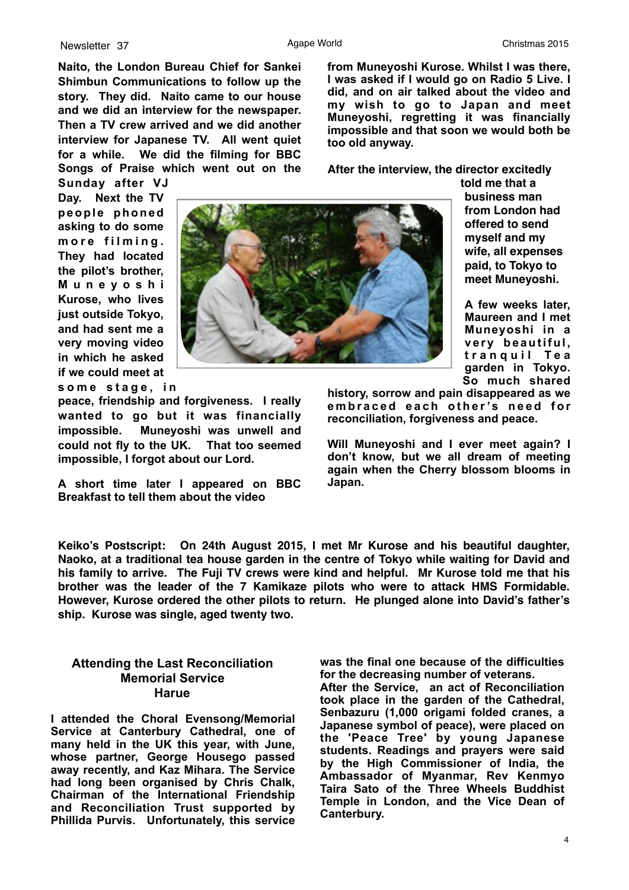**Naito, the London Bureau Chief for Sankei Shimbun Communications to follow up the story. They did. Naito came to our house and we did an interview for the newspaper. Then a TV crew arrived and we did another interview for Japanese TV. All went quiet for a while. We did the filming for BBC Songs of Praise which went out on the Sunday after VJ Day. Next the TV people phoned asking to do some more filming. They had located the pilot's brother, Muneyoshi Kurose, who lives just outside Tokyo, and had sent me a very moving video in which he asked if we could meet at some stage, in peace, friendship and forgiveness. I really wanted to go but it was financially impossible. Muneyoshi was unwell and could not fly to the UK. That too seemed impossible, I forgot about our Lord.**

**A short time later I appeared on BBC Breakfast to tell them about the video from Muneyoshi Kurose. Whilst I was there, I was asked if I would go on Radio 5 Live. I did, and on air talked about the video and my wish to go to Japan and meet Muneyoshi, regretting it was financially impossible and that soon we would both be too old anyway.**

**After the interview, the director excitedly told me that a business man from London had offered to send myself and my wife, all expenses paid, to Tokyo to meet Muneyoshi.**

**A few weeks later, Maureen and I met Muneyoshi in a very beautiful, tranquil Tea garden in Tokyo. So much shared history, sorrow and pain disappeared as we embraced each other's need for reconciliation, forgiveness and peace.**

**Will Muneyoshi and I ever meet again? I don't know, but we all dream of meeting again when the Cherry blossom blooms in Japan.**

**Keiko's Postscript: On 24th August 2015, I met Mr Kurose and his beautiful daughter, Naoko, at a traditional tea house garden in the centre of Tokyo while waiting for David and his family to arrive. The Fuji TV crews were kind and helpful. Mr Kurose told me that his brother was the leader of the 7 Kamikaze pilots who were to attack HMS Formidable. However, Kurose ordered the other pilots to return. He plunged alone into David's father's ship. Kurose was single, aged twenty two.**

## Attending the Last Reconciliation Memorial Service
### Harue

**I attended the Choral Evensong/Memorial Service at Canterbury Cathedral, one of many held in the UK this year, with June, whose partner, George Housego passed away recently, and Kaz Mihara. The Service had long been organised by Chris Chalk, Chairman of the International Friendship and Reconciliation Trust supported by Phillida Purvis. Unfortunately, this service was the final one because of the difficulties for the decreasing number of veterans.**

**After the Service, an act of Reconciliation took place in the garden of the Cathedral, Senbazuru (1,000 origami folded cranes, a Japanese symbol of peace), were placed on the 'Peace Tree' by young Japanese students. Readings and prayers were said by the High Commissioner of India, the Ambassador of Myanmar, Rev Kenmyo Taira Sato of the Three Wheels Buddhist Temple in London, and the Vice Dean of Canterbury.**